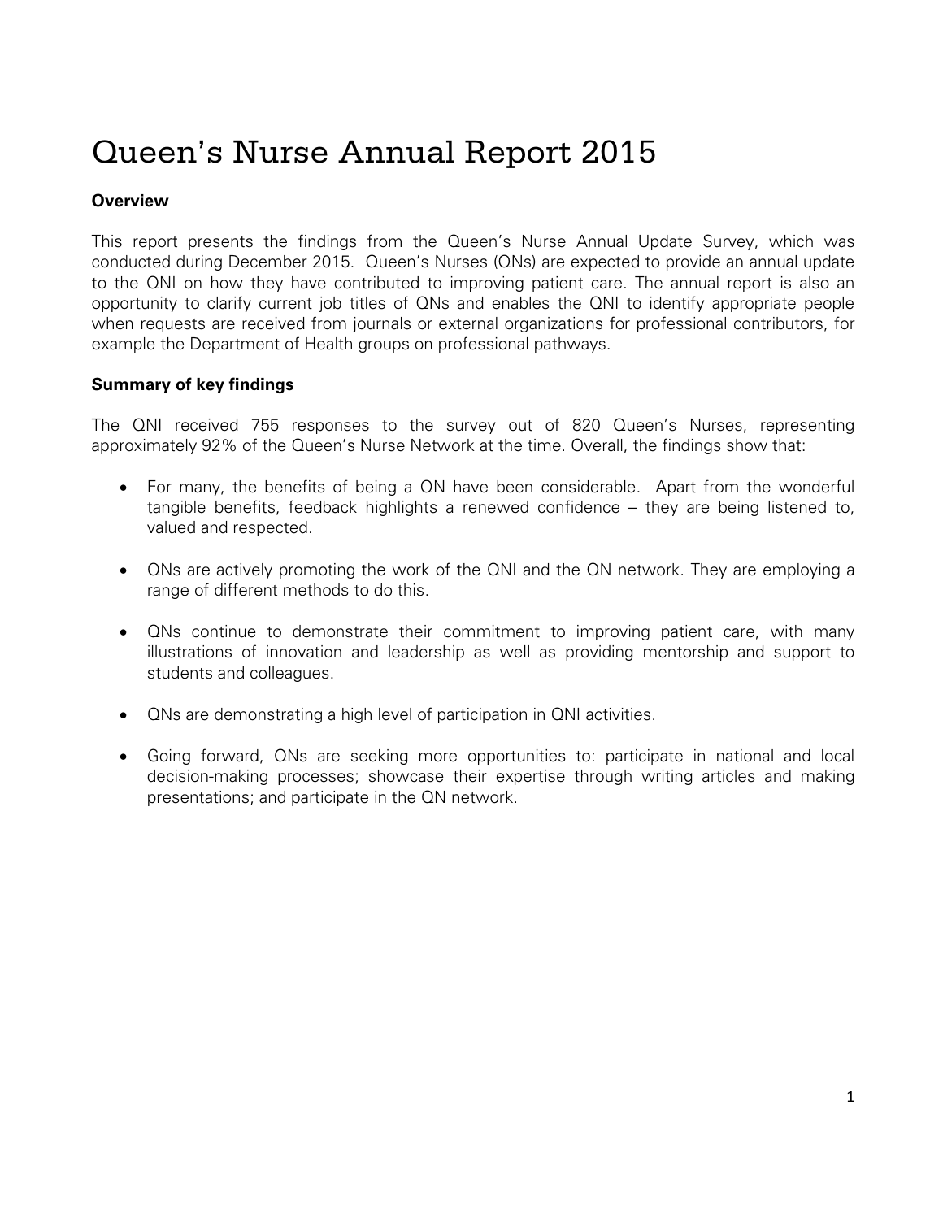# Queen's Nurse Annual Report 2015

**Overview**

This report presents the findings from the Queen's Nurse Annual Update Survey, which was conducted during December 2015. Queen's Nurses (QNs) are expected to provide an annual update to the QNI on how they have contributed to improving patient care. The annual report is also an opportunity to clarify current job titles of QNs and enables the QNI to identify appropriate people when requests are received from journals or external organizations for professional contributors, for example the Department of Health groups on professional pathways.

**Summary of key findings**

The QNI received 755 responses to the survey out of 820 Queen's Nurses, representing approximately 92% of the Queen's Nurse Network at the time. Overall, the findings show that:

- For many, the benefits of being a QN have been considerable. Apart from the wonderful tangible benefits, feedback highlights a renewed confidence – they are being listened to, valued and respected.

- QNs are actively promoting the work of the QNI and the QN network. They are employing a range of different methods to do this.

- QNs continue to demonstrate their commitment to improving patient care, with many illustrations of innovation and leadership as well as providing mentorship and support to students and colleagues.

- QNs are demonstrating a high level of participation in QNI activities.

- Going forward, QNs are seeking more opportunities to: participate in national and local decision-making processes; showcase their expertise through writing articles and making presentations; and participate in the QN network.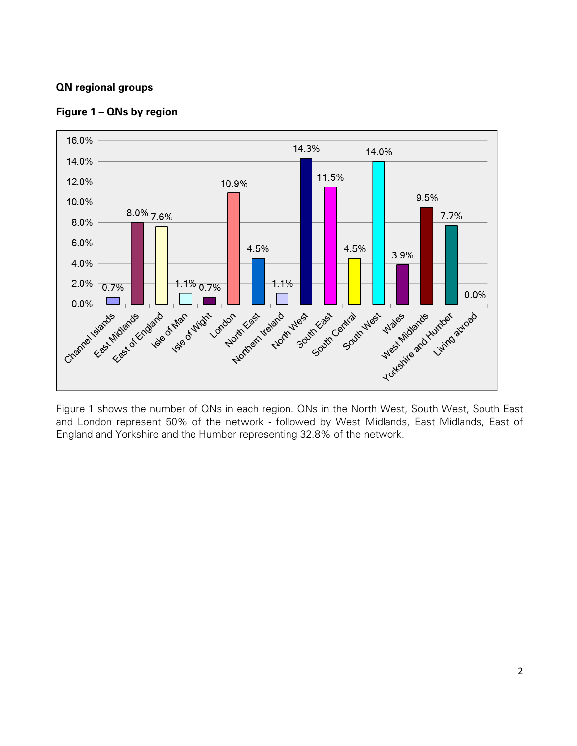**QN regional groups**

**Figure 1 – QNs by region**

| Region | % |
|---|---|
| Channel Islands | 0.7% |
| East Midlands | 8.0% |
| East of England | 7.6% |
| Isle of Man | 1.1% |
| Isle of Wight | 0.7% |
| London | 10.9% |
| North East | 4.5% |
| Northern Ireland | 1.1% |
| North West | 14.3% |
| South East | 11.5% |
| South Central | 4.5% |
| South West | 14.0% |
| Wales | 3.9% |
| West Midlands | 9.5% |
| Yorkshire and Humber | 7.7% |
| Living abroad | 0.0% |

Figure 1 shows the number of QNs in each region. QNs in the North West, South West, South East and London represent 50% of the network - followed by West Midlands, East Midlands, East of England and Yorkshire and the Humber representing 32.8% of the network.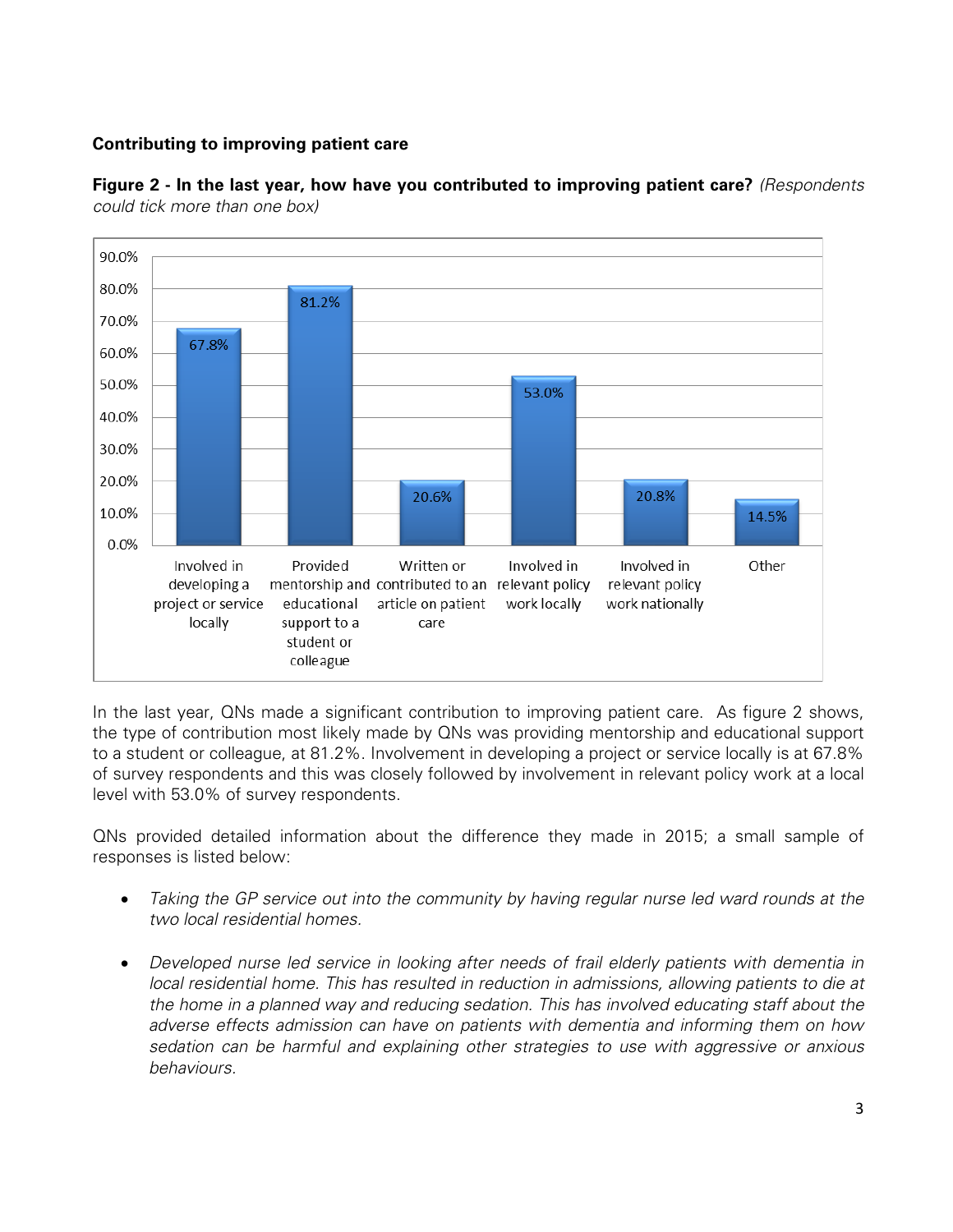**Contributing to improving patient care**

**Figure 2 - In the last year, how have you contributed to improving patient care?** *(Respondents could tick more than one box)*

| Contribution | Percentage |
|---|---|
| Involved in developing a project or service locally | 67.8% |
| Provided mentorship and educational support to a student or colleague | 81.2% |
| Written or contributed to an article on patient care | 20.6% |
| Involved in relevant policy work locally | 53.0% |
| Involved in relevant policy work nationally | 20.8% |
| Other | 14.5% |

In the last year, QNs made a significant contribution to improving patient care. As figure 2 shows, the type of contribution most likely made by QNs was providing mentorship and educational support to a student or colleague, at 81.2%. Involvement in developing a project or service locally is at 67.8% of survey respondents and this was closely followed by involvement in relevant policy work at a local level with 53.0% of survey respondents.

QNs provided detailed information about the difference they made in 2015; a small sample of responses is listed below:

- *Taking the GP service out into the community by having regular nurse led ward rounds at the two local residential homes.*

- *Developed nurse led service in looking after needs of frail elderly patients with dementia in local residential home. This has resulted in reduction in admissions, allowing patients to die at the home in a planned way and reducing sedation. This has involved educating staff about the adverse effects admission can have on patients with dementia and informing them on how sedation can be harmful and explaining other strategies to use with aggressive or anxious behaviours.*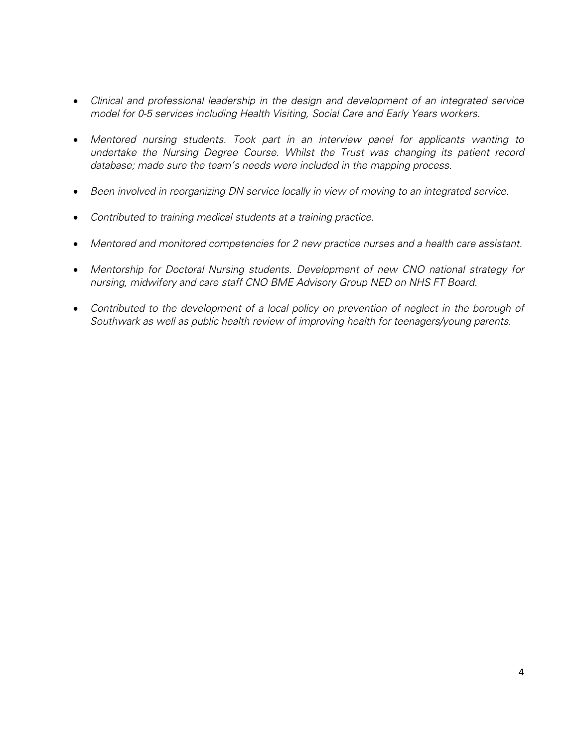- *Clinical and professional leadership in the design and development of an integrated service model for 0-5 services including Health Visiting, Social Care and Early Years workers.*

- *Mentored nursing students. Took part in an interview panel for applicants wanting to undertake the Nursing Degree Course. Whilst the Trust was changing its patient record database; made sure the team's needs were included in the mapping process.*

- *Been involved in reorganizing DN service locally in view of moving to an integrated service.*

- *Contributed to training medical students at a training practice.*

- *Mentored and monitored competencies for 2 new practice nurses and a health care assistant.*

- *Mentorship for Doctoral Nursing students. Development of new CNO national strategy for nursing, midwifery and care staff CNO BME Advisory Group NED on NHS FT Board.*

- *Contributed to the development of a local policy on prevention of neglect in the borough of Southwark as well as public health review of improving health for teenagers/young parents.*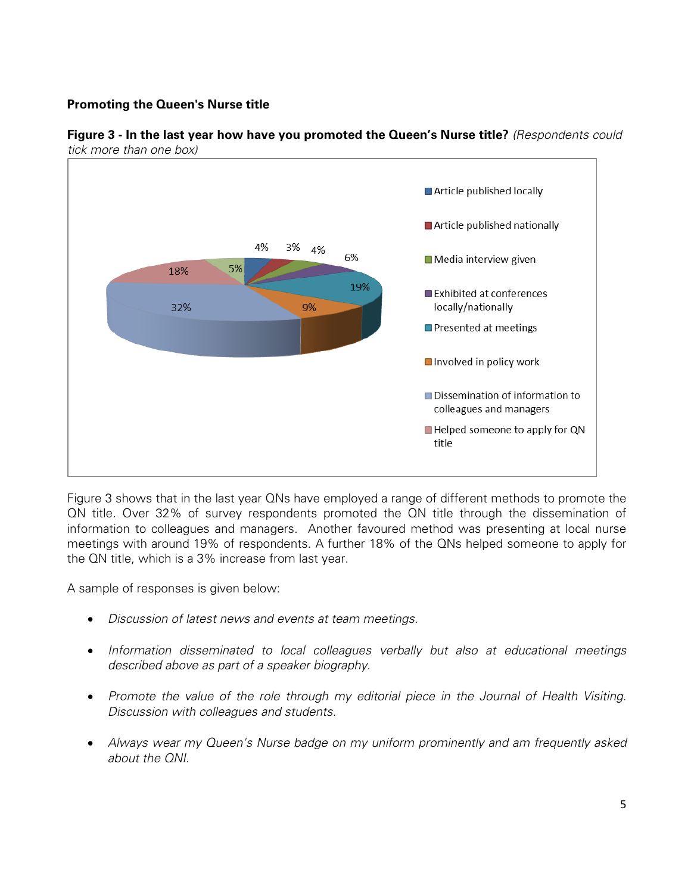## Promoting the Queen's Nurse title

**Figure 3 - In the last year how have you promoted the Queen's Nurse title?** *(Respondents could tick more than one box)*

| Method | % |
|---|---|
| Article published locally | 4% |
| Article published nationally | 3% |
| Media interview given | 4% |
| Exhibited at conferences locally/nationally | 6% |
| Presented at meetings | 19% |
| Involved in policy work | 9% |
| Dissemination of information to colleagues and managers | 32% |
| Helped someone to apply for QN title | 18% |
| (unlabelled) | 5% |

Figure 3 shows that in the last year QNs have employed a range of different methods to promote the QN title. Over 32% of survey respondents promoted the QN title through the dissemination of information to colleagues and managers. Another favoured method was presenting at local nurse meetings with around 19% of respondents. A further 18% of the QNs helped someone to apply for the QN title, which is a 3% increase from last year.

A sample of responses is given below:

- *Discussion of latest news and events at team meetings.*
- *Information disseminated to local colleagues verbally but also at educational meetings described above as part of a speaker biography.*
- *Promote the value of the role through my editorial piece in the Journal of Health Visiting. Discussion with colleagues and students.*
- *Always wear my Queen's Nurse badge on my uniform prominently and am frequently asked about the QNI.*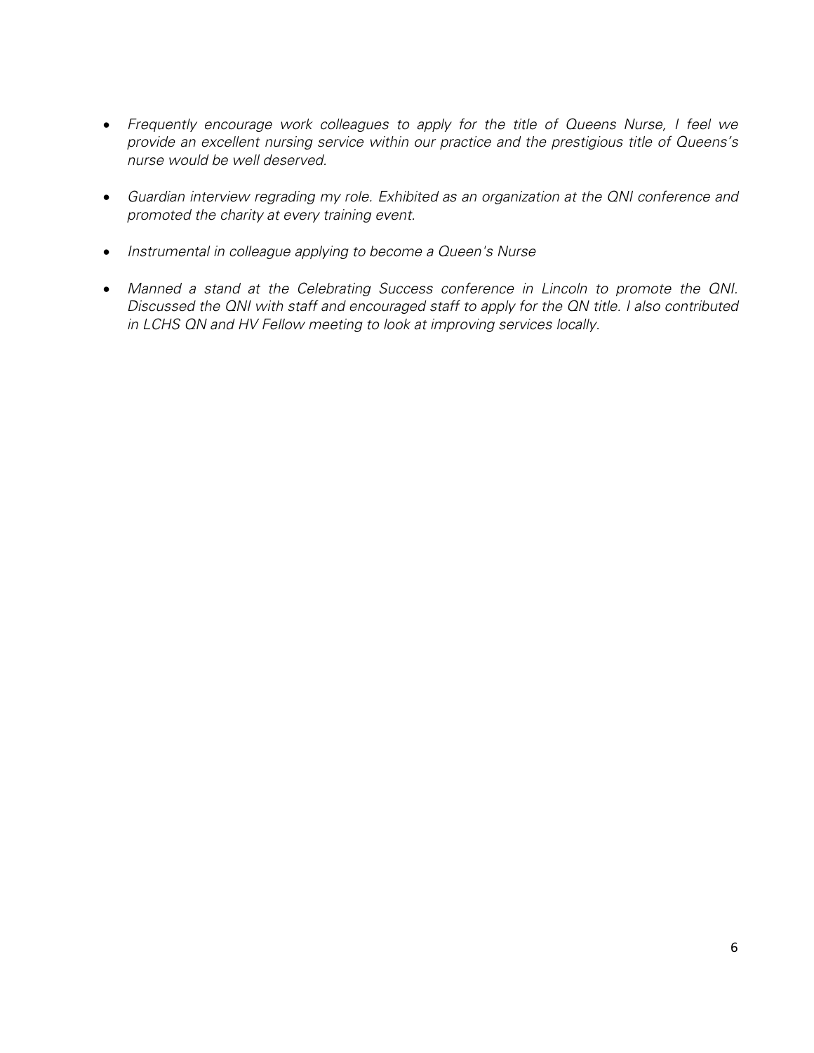- *Frequently encourage work colleagues to apply for the title of Queens Nurse, I feel we provide an excellent nursing service within our practice and the prestigious title of Queens's nurse would be well deserved.*

- *Guardian interview regrading my role. Exhibited as an organization at the QNI conference and promoted the charity at every training event.*

- *Instrumental in colleague applying to become a Queen's Nurse*

- *Manned a stand at the Celebrating Success conference in Lincoln to promote the QNI. Discussed the QNI with staff and encouraged staff to apply for the QN title. I also contributed in LCHS QN and HV Fellow meeting to look at improving services locally.*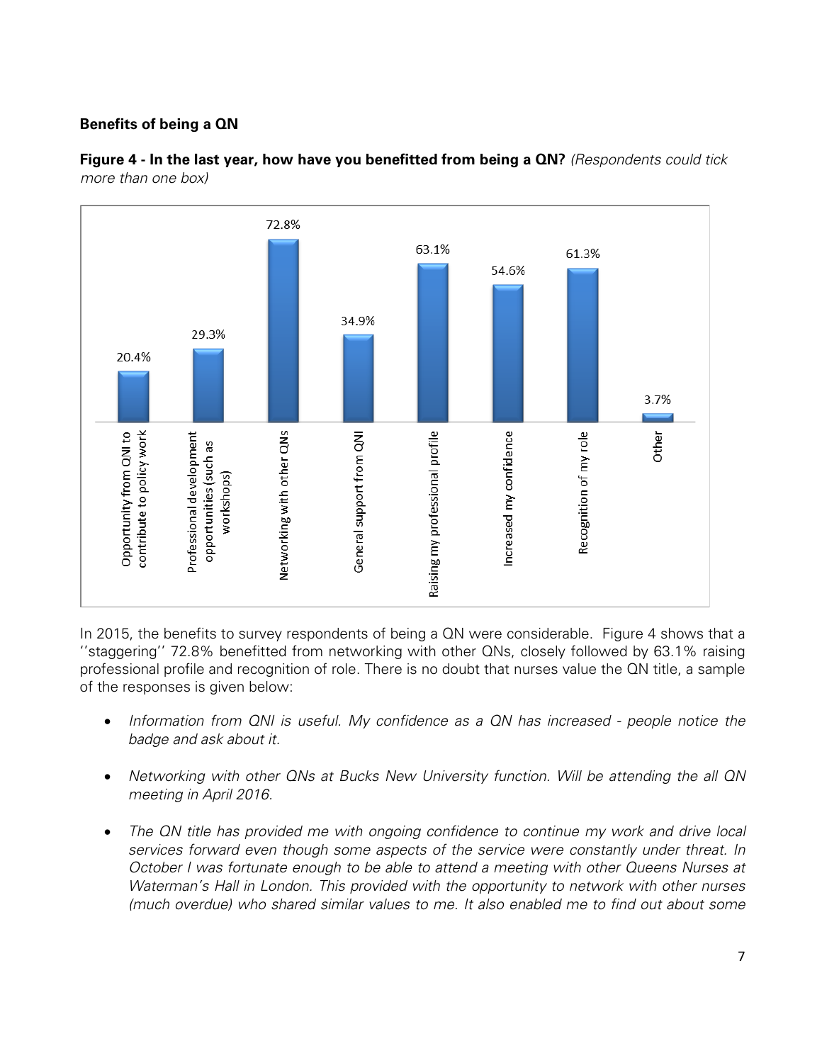**Benefits of being a QN**

**Figure 4 - In the last year, how have you benefitted from being a QN?** *(Respondents could tick more than one box)*

| Benefit | Percentage |
|---|---|
| Opportunity from QNI to contribute to policy work | 20.4% |
| Professional development opportunities (such as workshops) | 29.3% |
| Networking with other QNs | 72.8% |
| General support from QNI | 34.9% |
| Raising my professional profile | 63.1% |
| Increased my confidence | 54.6% |
| Recognition of my role | 61.3% |
| Other | 3.7% |

In 2015, the benefits to survey respondents of being a QN were considerable. Figure 4 shows that a ''staggering'' 72.8% benefitted from networking with other QNs, closely followed by 63.1% raising professional profile and recognition of role. There is no doubt that nurses value the QN title, a sample of the responses is given below:

- *Information from QNI is useful. My confidence as a QN has increased - people notice the badge and ask about it.*
- *Networking with other QNs at Bucks New University function. Will be attending the all QN meeting in April 2016.*
- *The QN title has provided me with ongoing confidence to continue my work and drive local services forward even though some aspects of the service were constantly under threat. In October I was fortunate enough to be able to attend a meeting with other Queens Nurses at Waterman's Hall in London. This provided with the opportunity to network with other nurses (much overdue) who shared similar values to me. It also enabled me to find out about some*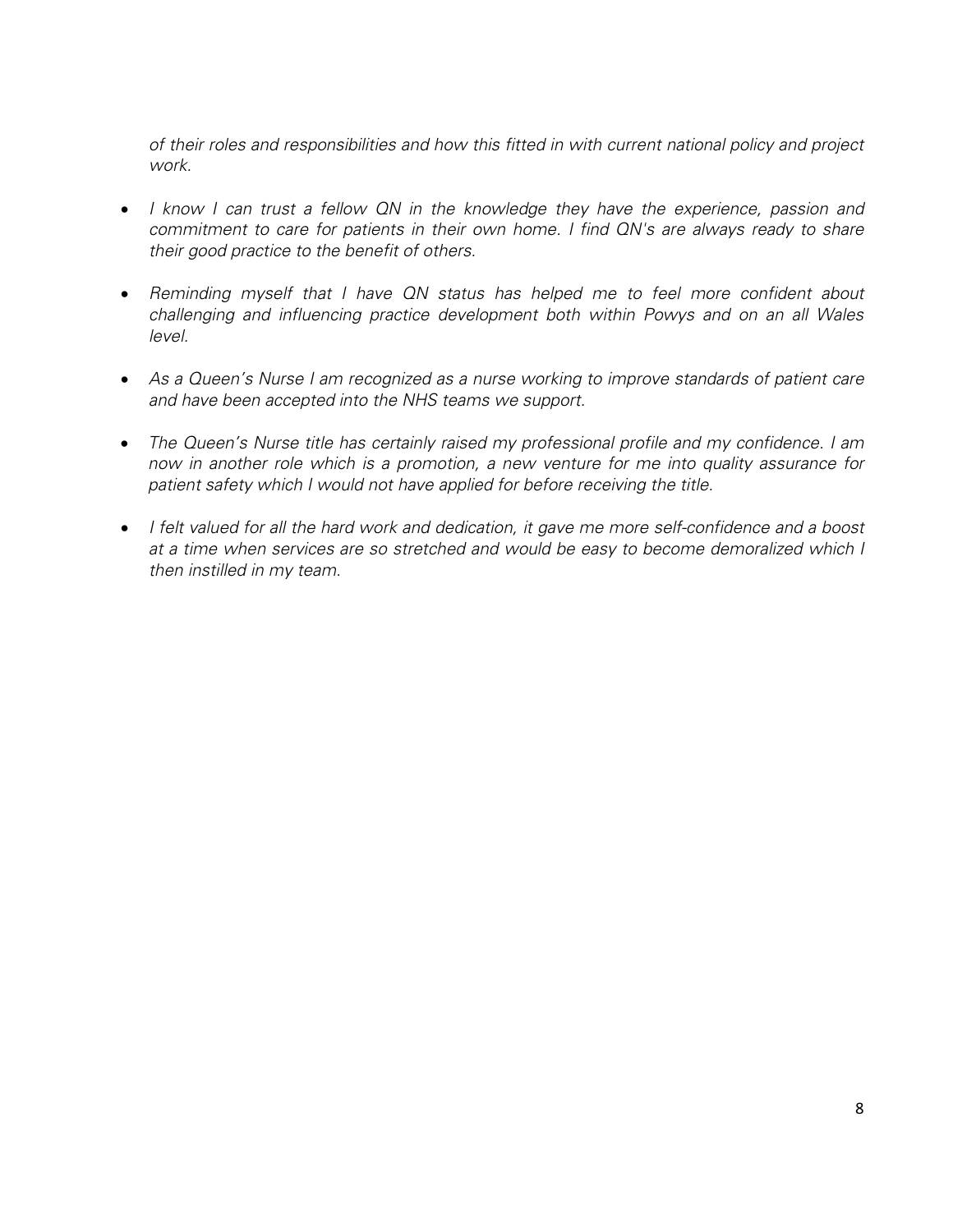*of their roles and responsibilities and how this fitted in with current national policy and project work.*

- *I know I can trust a fellow QN in the knowledge they have the experience, passion and commitment to care for patients in their own home. I find QN's are always ready to share their good practice to the benefit of others.*

- *Reminding myself that I have QN status has helped me to feel more confident about challenging and influencing practice development both within Powys and on an all Wales level.*

- *As a Queen's Nurse I am recognized as a nurse working to improve standards of patient care and have been accepted into the NHS teams we support.*

- *The Queen's Nurse title has certainly raised my professional profile and my confidence. I am now in another role which is a promotion, a new venture for me into quality assurance for patient safety which I would not have applied for before receiving the title.*

- *I felt valued for all the hard work and dedication, it gave me more self-confidence and a boost at a time when services are so stretched and would be easy to become demoralized which I then instilled in my team.*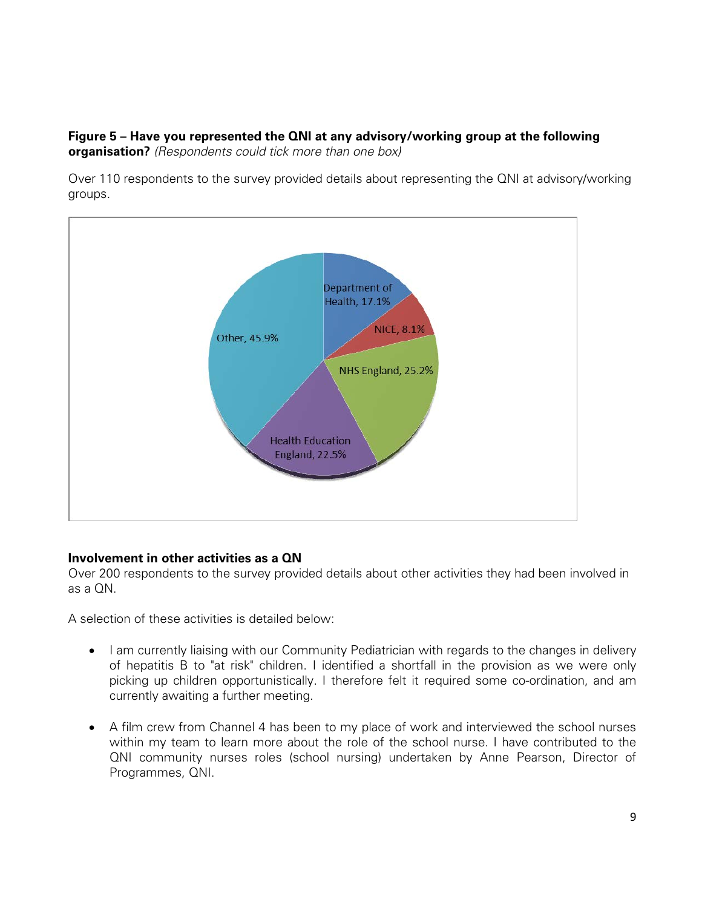**Figure 5 – Have you represented the QNI at any advisory/working group at the following organisation?** *(Respondents could tick more than one box)*

Over 110 respondents to the survey provided details about representing the QNI at advisory/working groups.

| Organisation | Percentage |
| --- | --- |
| Department of Health | 17.1% |
| NICE | 8.1% |
| NHS England | 25.2% |
| Health Education England | 22.5% |
| Other | 45.9% |

**Involvement in other activities as a QN**

Over 200 respondents to the survey provided details about other activities they had been involved in as a QN.

A selection of these activities is detailed below:

- I am currently liaising with our Community Pediatrician with regards to the changes in delivery of hepatitis B to "at risk" children. I identified a shortfall in the provision as we were only picking up children opportunistically. I therefore felt it required some co-ordination, and am currently awaiting a further meeting.
- A film crew from Channel 4 has been to my place of work and interviewed the school nurses within my team to learn more about the role of the school nurse. I have contributed to the QNI community nurses roles (school nursing) undertaken by Anne Pearson, Director of Programmes, QNI.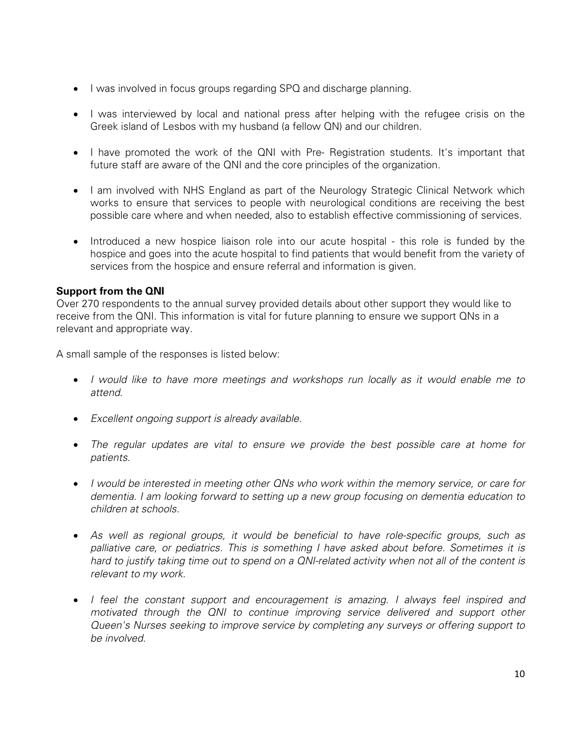- I was involved in focus groups regarding SPQ and discharge planning.

- I was interviewed by local and national press after helping with the refugee crisis on the Greek island of Lesbos with my husband (a fellow QN) and our children.

- I have promoted the work of the QNI with Pre- Registration students. It's important that future staff are aware of the QNI and the core principles of the organization.

- I am involved with NHS England as part of the Neurology Strategic Clinical Network which works to ensure that services to people with neurological conditions are receiving the best possible care where and when needed, also to establish effective commissioning of services.

- Introduced a new hospice liaison role into our acute hospital - this role is funded by the hospice and goes into the acute hospital to find patients that would benefit from the variety of services from the hospice and ensure referral and information is given.

**Support from the QNI**

Over 270 respondents to the annual survey provided details about other support they would like to receive from the QNI. This information is vital for future planning to ensure we support QNs in a relevant and appropriate way.

A small sample of the responses is listed below:

- *I would like to have more meetings and workshops run locally as it would enable me to attend.*

- *Excellent ongoing support is already available.*

- *The regular updates are vital to ensure we provide the best possible care at home for patients.*

- *I would be interested in meeting other QNs who work within the memory service, or care for dementia. I am looking forward to setting up a new group focusing on dementia education to children at schools.*

- *As well as regional groups, it would be beneficial to have role-specific groups, such as palliative care, or pediatrics. This is something I have asked about before. Sometimes it is hard to justify taking time out to spend on a QNI-related activity when not all of the content is relevant to my work.*

- *I feel the constant support and encouragement is amazing. I always feel inspired and motivated through the QNI to continue improving service delivered and support other Queen's Nurses seeking to improve service by completing any surveys or offering support to be involved.*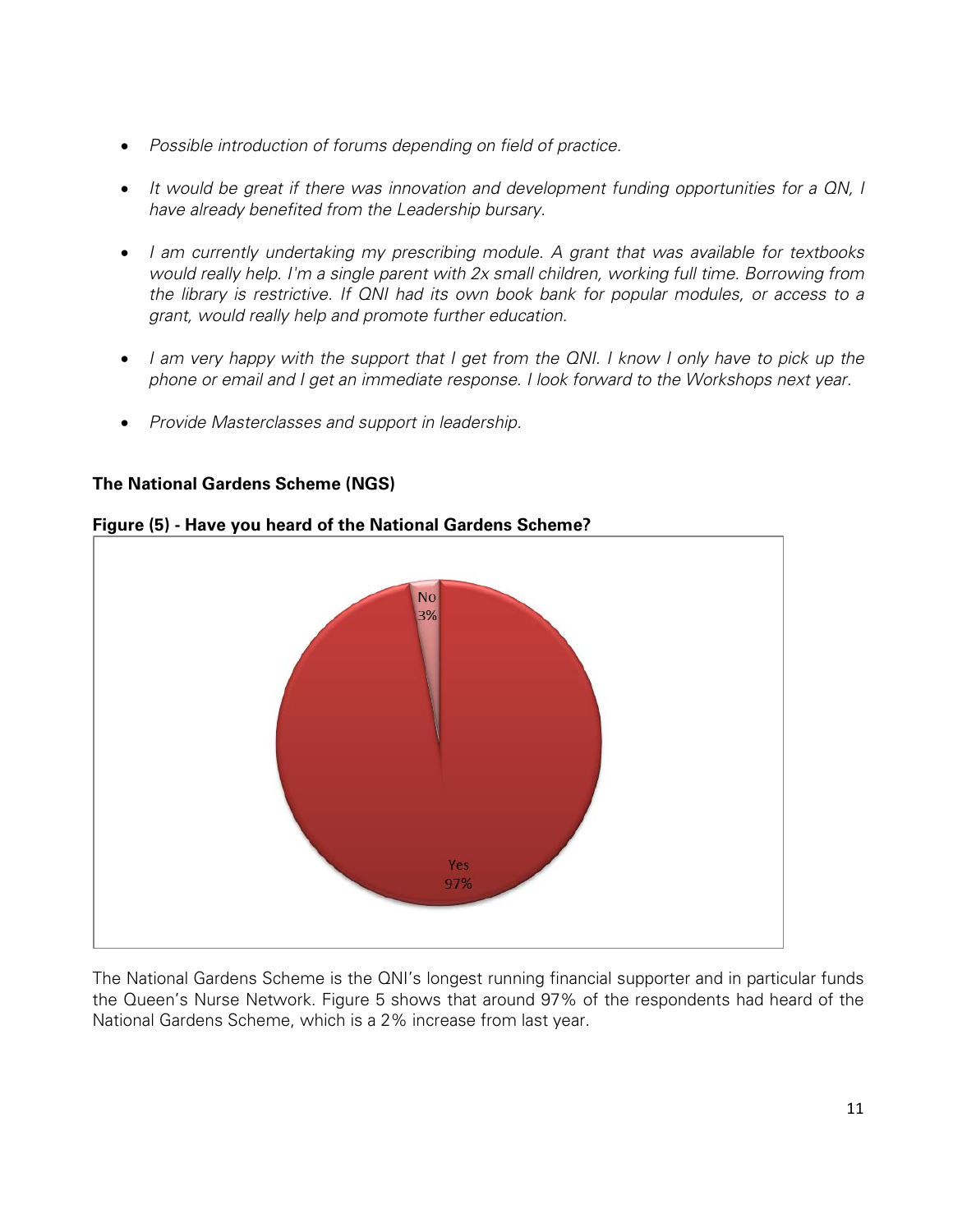- *Possible introduction of forums depending on field of practice.*

- *It would be great if there was innovation and development funding opportunities for a QN, I have already benefited from the Leadership bursary.*

- *I am currently undertaking my prescribing module. A grant that was available for textbooks would really help. I'm a single parent with 2x small children, working full time. Borrowing from the library is restrictive. If QNI had its own book bank for popular modules, or access to a grant, would really help and promote further education.*

- *I am very happy with the support that I get from the QNI. I know I only have to pick up the phone or email and I get an immediate response. I look forward to the Workshops next year.*

- *Provide Masterclasses and support in leadership.*

**The National Gardens Scheme (NGS)**

**Figure (5) - Have you heard of the National Gardens Scheme?**

No 3%

Yes 97%

The National Gardens Scheme is the QNI's longest running financial supporter and in particular funds the Queen's Nurse Network. Figure 5 shows that around 97% of the respondents had heard of the National Gardens Scheme, which is a 2% increase from last year.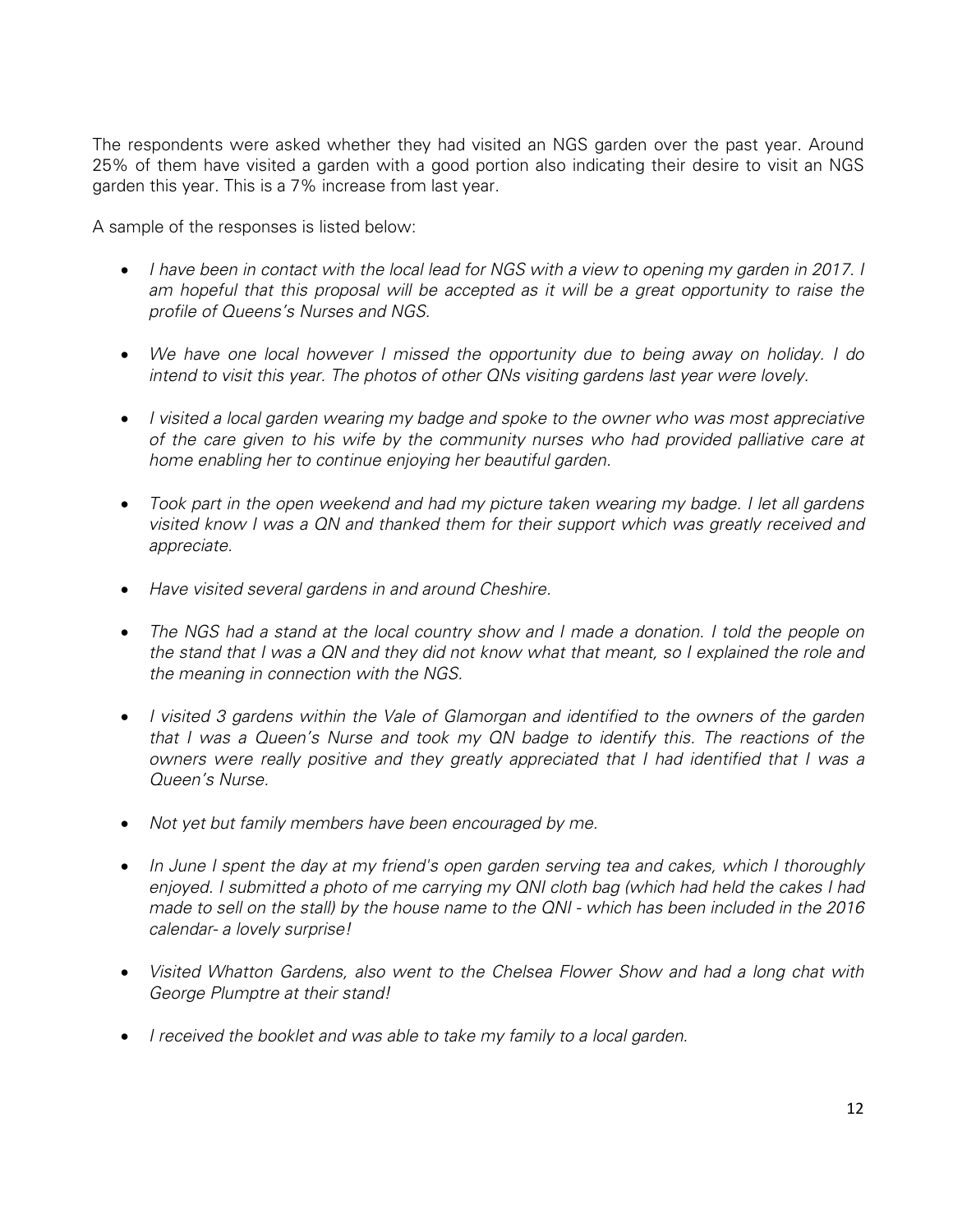The respondents were asked whether they had visited an NGS garden over the past year. Around 25% of them have visited a garden with a good portion also indicating their desire to visit an NGS garden this year. This is a 7% increase from last year.

A sample of the responses is listed below:

- *I have been in contact with the local lead for NGS with a view to opening my garden in 2017. I am hopeful that this proposal will be accepted as it will be a great opportunity to raise the profile of Queens's Nurses and NGS.*

- *We have one local however I missed the opportunity due to being away on holiday. I do intend to visit this year. The photos of other QNs visiting gardens last year were lovely.*

- *I visited a local garden wearing my badge and spoke to the owner who was most appreciative of the care given to his wife by the community nurses who had provided palliative care at home enabling her to continue enjoying her beautiful garden.*

- *Took part in the open weekend and had my picture taken wearing my badge. I let all gardens visited know I was a QN and thanked them for their support which was greatly received and appreciate.*

- *Have visited several gardens in and around Cheshire.*

- *The NGS had a stand at the local country show and I made a donation. I told the people on the stand that I was a QN and they did not know what that meant, so I explained the role and the meaning in connection with the NGS.*

- *I visited 3 gardens within the Vale of Glamorgan and identified to the owners of the garden that I was a Queen's Nurse and took my QN badge to identify this. The reactions of the owners were really positive and they greatly appreciated that I had identified that I was a Queen's Nurse.*

- *Not yet but family members have been encouraged by me.*

- *In June I spent the day at my friend's open garden serving tea and cakes, which I thoroughly enjoyed. I submitted a photo of me carrying my QNI cloth bag (which had held the cakes I had made to sell on the stall) by the house name to the QNI - which has been included in the 2016 calendar- a lovely surprise!*

- *Visited Whatton Gardens, also went to the Chelsea Flower Show and had a long chat with George Plumptre at their stand!*

- *I received the booklet and was able to take my family to a local garden.*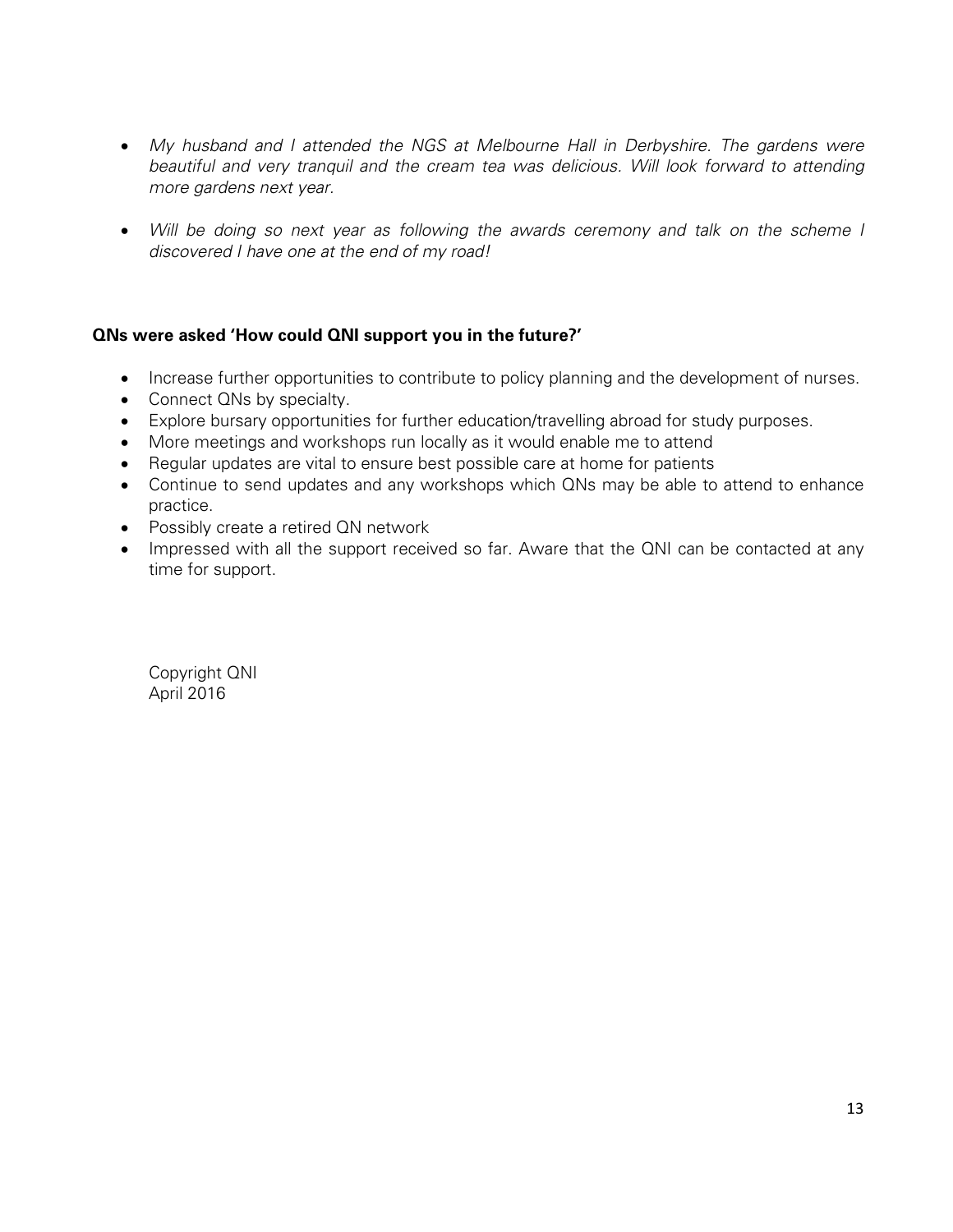- *My husband and I attended the NGS at Melbourne Hall in Derbyshire. The gardens were beautiful and very tranquil and the cream tea was delicious. Will look forward to attending more gardens next year.*

- *Will be doing so next year as following the awards ceremony and talk on the scheme I discovered I have one at the end of my road!*

**QNs were asked 'How could QNI support you in the future?'**

- Increase further opportunities to contribute to policy planning and the development of nurses.
- Connect QNs by specialty.
- Explore bursary opportunities for further education/travelling abroad for study purposes.
- More meetings and workshops run locally as it would enable me to attend
- Regular updates are vital to ensure best possible care at home for patients
- Continue to send updates and any workshops which QNs may be able to attend to enhance practice.
- Possibly create a retired QN network
- Impressed with all the support received so far. Aware that the QNI can be contacted at any time for support.

Copyright QNI
April 2016